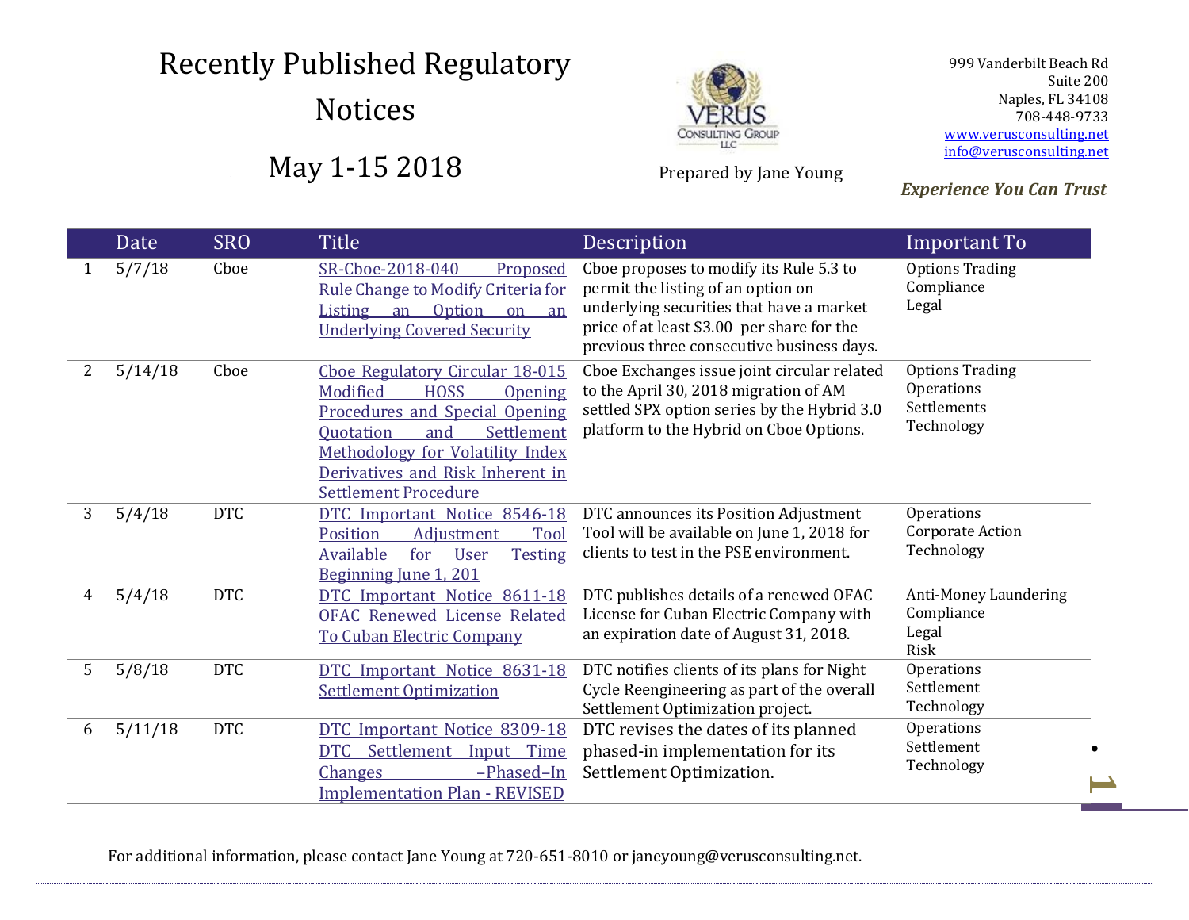# Recently Published Regulatory Notices

## May 1-15 2018

Prepared by Jane Young

999 Vanderbilt Beach Rd
Suite 200
Naples, FL 34108
708-448-9733
www.verusconsulting.net
info@verusconsulting.net

***Experience You Can Trust***

| | Date | SRO | Title | Description | Important To |
|---|---|---|---|---|---|
| 1 | 5/7/18 | Cboe | SR-Cboe-2018-040 Proposed Rule Change to Modify Criteria for Listing an Option on an Underlying Covered Security | Cboe proposes to modify its Rule 5.3 to permit the listing of an option on underlying securities that have a market price of at least $3.00 per share for the previous three consecutive business days. | Options Trading<br>Compliance<br>Legal |
| 2 | 5/14/18 | Cboe | Cboe Regulatory Circular 18-015 Modified HOSS Opening Procedures and Special Opening Quotation and Settlement Methodology for Volatility Index Derivatives and Risk Inherent in Settlement Procedure | Cboe Exchanges issue joint circular related to the April 30, 2018 migration of AM settled SPX option series by the Hybrid 3.0 platform to the Hybrid on Cboe Options. | Options Trading<br>Operations<br>Settlements<br>Technology |
| 3 | 5/4/18 | DTC | DTC Important Notice 8546-18 Position Adjustment Tool Available for User Testing Beginning June 1, 201 | DTC announces its Position Adjustment Tool will be available on June 1, 2018 for clients to test in the PSE environment. | Operations<br>Corporate Action<br>Technology |
| 4 | 5/4/18 | DTC | DTC Important Notice 8611-18 OFAC Renewed License Related To Cuban Electric Company | DTC publishes details of a renewed OFAC License for Cuban Electric Company with an expiration date of August 31, 2018. | Anti-Money Laundering<br>Compliance<br>Legal<br>Risk |
| 5 | 5/8/18 | DTC | DTC Important Notice 8631-18 Settlement Optimization | DTC notifies clients of its plans for Night Cycle Reengineering as part of the overall Settlement Optimization project. | Operations<br>Settlement<br>Technology |
| 6 | 5/11/18 | DTC | DTC Important Notice 8309-18 DTC Settlement Input Time Changes –Phased–In Implementation Plan - REVISED | DTC revises the dates of its planned phased-in implementation for its Settlement Optimization. | Operations<br>Settlement<br>Technology |

For additional information, please contact Jane Young at 720-651-8010 or janeyoung@verusconsulting.net.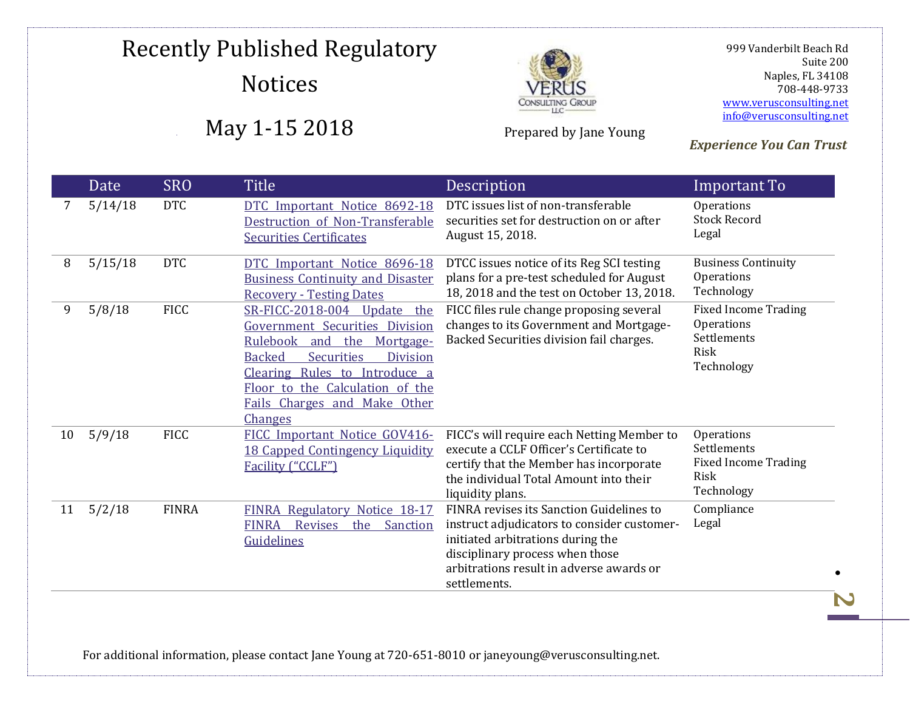# Recently Published Regulatory Notices

## May 1-15 2018

Prepared by Jane Young

999 Vanderbilt Beach Rd
Suite 200
Naples, FL 34108
708-448-9733
www.verusconsulting.net
info@verusconsulting.net

***Experience You Can Trust***

| | Date | SRO | Title | Description | Important To |
|---|---|---|---|---|---|
| 7 | 5/14/18 | DTC | DTC Important Notice 8692-18 Destruction of Non-Transferable Securities Certificates | DTC issues list of non-transferable securities set for destruction on or after August 15, 2018. | Operations<br>Stock Record<br>Legal |
| 8 | 5/15/18 | DTC | DTC Important Notice 8696-18 Business Continuity and Disaster Recovery - Testing Dates | DTCC issues notice of its Reg SCI testing plans for a pre-test scheduled for August 18, 2018 and the test on October 13, 2018. | Business Continuity<br>Operations<br>Technology |
| 9 | 5/8/18 | FICC | SR-FICC-2018-004 Update the Government Securities Division Rulebook and the Mortgage-Backed Securities Division Clearing Rules to Introduce a Floor to the Calculation of the Fails Charges and Make Other Changes | FICC files rule change proposing several changes to its Government and Mortgage-Backed Securities division fail charges. | Fixed Income Trading<br>Operations<br>Settlements<br>Risk<br>Technology |
| 10 | 5/9/18 | FICC | FICC Important Notice GOV416-18 Capped Contingency Liquidity Facility ("CCLF") | FICC's will require each Netting Member to execute a CCLF Officer's Certificate to certify that the Member has incorporate the individual Total Amount into their liquidity plans. | Operations<br>Settlements<br>Fixed Income Trading<br>Risk<br>Technology |
| 11 | 5/2/18 | FINRA | FINRA Regulatory Notice 18-17 FINRA Revises the Sanction Guidelines | FINRA revises its Sanction Guidelines to instruct adjudicators to consider customer-initiated arbitrations during the disciplinary process when those arbitrations result in adverse awards or settlements. | Compliance<br>Legal |

For additional information, please contact Jane Young at 720-651-8010 or janeyoung@verusconsulting.net.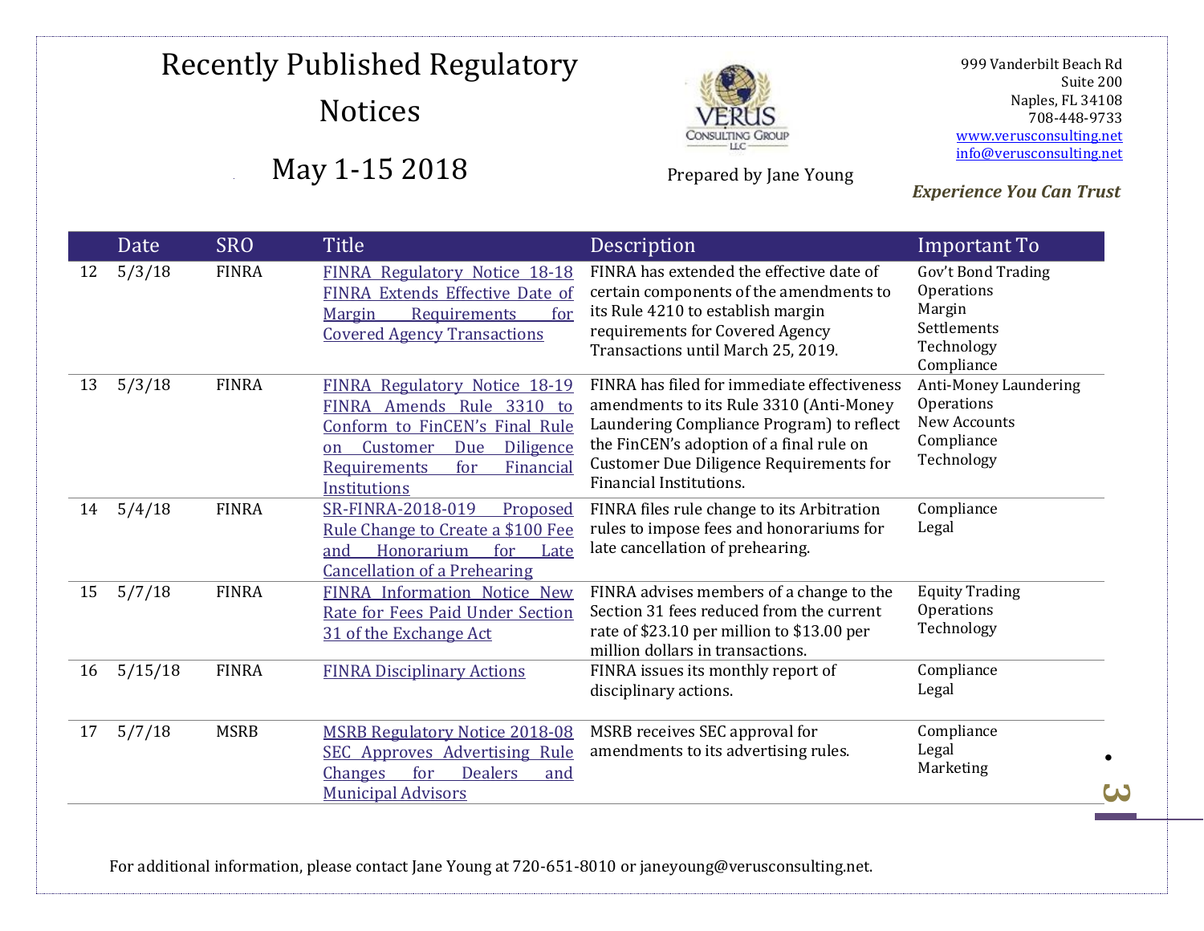# Recently Published Regulatory Notices

# May 1-15 2018

Prepared by Jane Young

999 Vanderbilt Beach Rd
Suite 200
Naples, FL 34108
708-448-9733
www.verusconsulting.net
info@verusconsulting.net

***Experience You Can Trust***

| | Date | SRO | Title | Description | Important To |
|---|---|---|---|---|---|
| 12 | 5/3/18 | FINRA | FINRA Regulatory Notice 18-18 FINRA Extends Effective Date of Margin Requirements for Covered Agency Transactions | FINRA has extended the effective date of certain components of the amendments to its Rule 4210 to establish margin requirements for Covered Agency Transactions until March 25, 2019. | Gov't Bond Trading<br>Operations<br>Margin<br>Settlements<br>Technology<br>Compliance |
| 13 | 5/3/18 | FINRA | FINRA Regulatory Notice 18-19 FINRA Amends Rule 3310 to Conform to FinCEN's Final Rule on Customer Due Diligence Requirements for Financial Institutions | FINRA has filed for immediate effectiveness amendments to its Rule 3310 (Anti-Money Laundering Compliance Program) to reflect the FinCEN's adoption of a final rule on Customer Due Diligence Requirements for Financial Institutions. | Anti-Money Laundering<br>Operations<br>New Accounts<br>Compliance<br>Technology |
| 14 | 5/4/18 | FINRA | SR-FINRA-2018-019 Proposed Rule Change to Create a $100 Fee and Honorarium for Late Cancellation of a Prehearing | FINRA files rule change to its Arbitration rules to impose fees and honorariums for late cancellation of prehearing. | Compliance<br>Legal |
| 15 | 5/7/18 | FINRA | FINRA Information Notice New Rate for Fees Paid Under Section 31 of the Exchange Act | FINRA advises members of a change to the Section 31 fees reduced from the current rate of $23.10 per million to $13.00 per million dollars in transactions. | Equity Trading<br>Operations<br>Technology |
| 16 | 5/15/18 | FINRA | FINRA Disciplinary Actions | FINRA issues its monthly report of disciplinary actions. | Compliance<br>Legal |
| 17 | 5/7/18 | MSRB | MSRB Regulatory Notice 2018-08 SEC Approves Advertising Rule Changes for Dealers and Municipal Advisors | MSRB receives SEC approval for amendments to its advertising rules. | Compliance<br>Legal<br>Marketing |

For additional information, please contact Jane Young at 720-651-8010 or janeyoung@verusconsulting.net.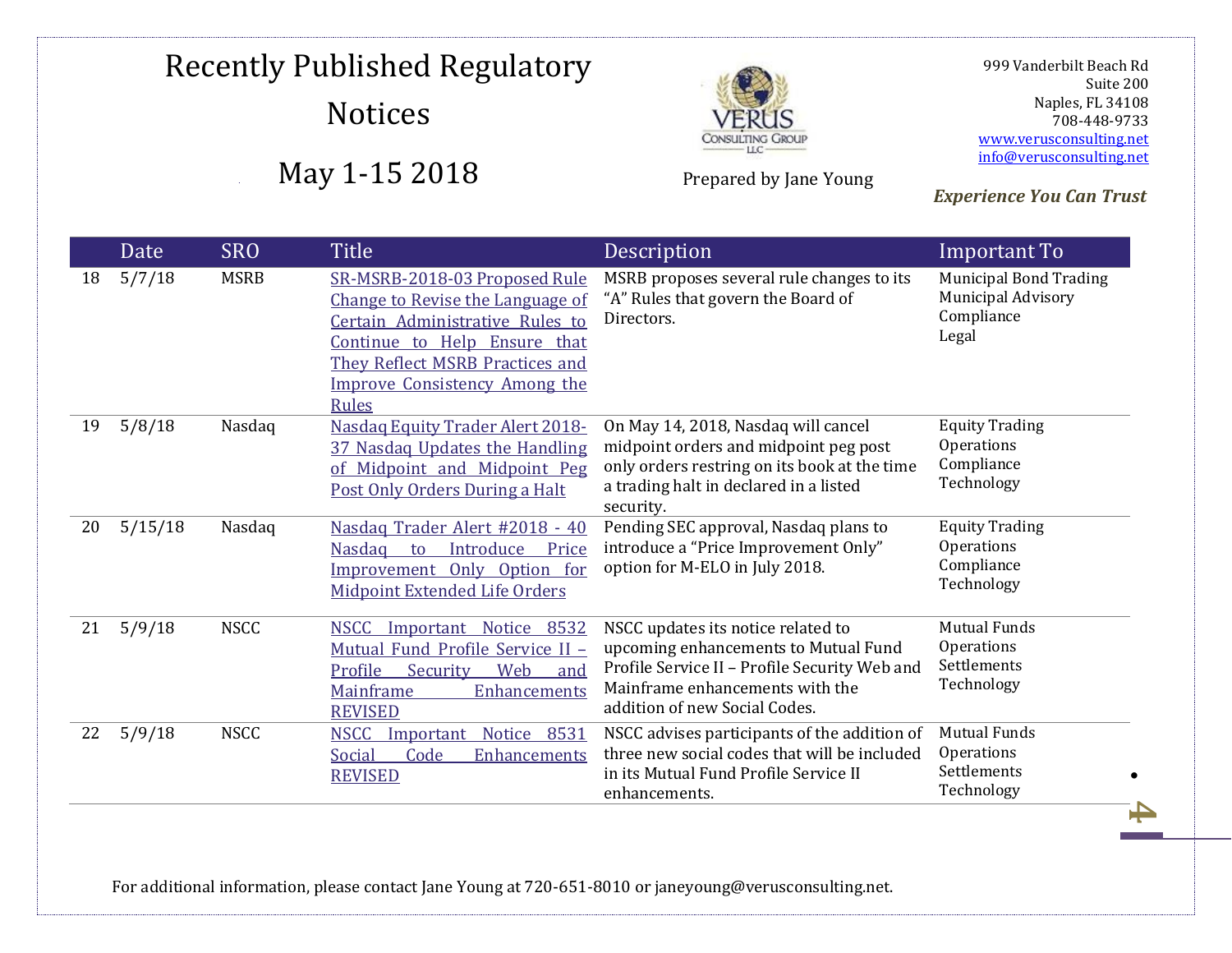# Recently Published Regulatory Notices

# May 1-15 2018

Prepared by Jane Young

999 Vanderbilt Beach Rd
Suite 200
Naples, FL 34108
708-448-9733
www.verusconsulting.net
info@verusconsulting.net

***Experience You Can Trust***

| | Date | SRO | Title | Description | Important To |
|---|---|---|---|---|---|
| 18 | 5/7/18 | MSRB | SR-MSRB-2018-03 Proposed Rule Change to Revise the Language of Certain Administrative Rules to Continue to Help Ensure that They Reflect MSRB Practices and Improve Consistency Among the Rules | MSRB proposes several rule changes to its "A" Rules that govern the Board of Directors. | Municipal Bond Trading<br>Municipal Advisory<br>Compliance<br>Legal |
| 19 | 5/8/18 | Nasdaq | Nasdaq Equity Trader Alert 2018-37 Nasdaq Updates the Handling of Midpoint and Midpoint Peg Post Only Orders During a Halt | On May 14, 2018, Nasdaq will cancel midpoint orders and midpoint peg post only orders restring on its book at the time a trading halt in declared in a listed security. | Equity Trading<br>Operations<br>Compliance<br>Technology |
| 20 | 5/15/18 | Nasdaq | Nasdaq Trader Alert #2018 - 40 Nasdaq to Introduce Price Improvement Only Option for Midpoint Extended Life Orders | Pending SEC approval, Nasdaq plans to introduce a "Price Improvement Only" option for M-ELO in July 2018. | Equity Trading<br>Operations<br>Compliance<br>Technology |
| 21 | 5/9/18 | NSCC | NSCC Important Notice 8532 Mutual Fund Profile Service II – Profile Security Web and Mainframe Enhancements REVISED | NSCC updates its notice related to upcoming enhancements to Mutual Fund Profile Service II – Profile Security Web and Mainframe enhancements with the addition of new Social Codes. | Mutual Funds<br>Operations<br>Settlements<br>Technology |
| 22 | 5/9/18 | NSCC | NSCC Important Notice 8531 Social Code Enhancements REVISED | NSCC advises participants of the addition of three new social codes that will be included in its Mutual Fund Profile Service II enhancements. | Mutual Funds<br>Operations<br>Settlements<br>Technology |

For additional information, please contact Jane Young at 720-651-8010 or janeyoung@verusconsulting.net.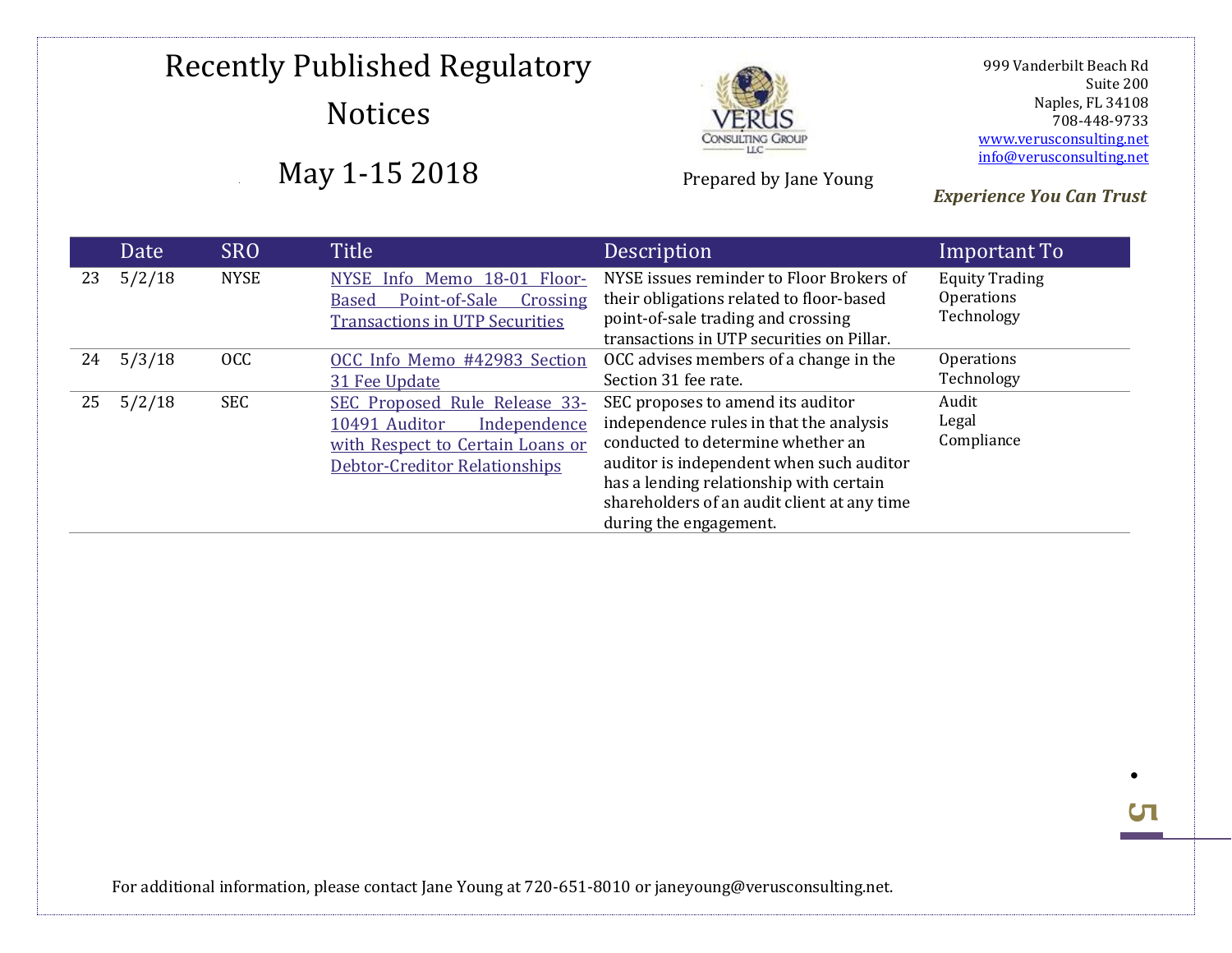# Recently Published Regulatory Notices

# May 1-15 2018

Prepared by Jane Young

999 Vanderbilt Beach Rd
Suite 200
Naples, FL 34108
708-448-9733
www.verusconsulting.net
info@verusconsulting.net

***Experience You Can Trust***

| | Date | SRO | Title | Description | Important To |
|---|---|---|---|---|---|
| 23 | 5/2/18 | NYSE | NYSE Info Memo 18-01 Floor-Based Point-of-Sale Crossing Transactions in UTP Securities | NYSE issues reminder to Floor Brokers of their obligations related to floor-based point-of-sale trading and crossing transactions in UTP securities on Pillar. | Equity Trading<br>Operations<br>Technology |
| 24 | 5/3/18 | OCC | OCC Info Memo #42983 Section 31 Fee Update | OCC advises members of a change in the Section 31 fee rate. | Operations<br>Technology |
| 25 | 5/2/18 | SEC | SEC Proposed Rule Release 33-10491 Auditor Independence with Respect to Certain Loans or Debtor-Creditor Relationships | SEC proposes to amend its auditor independence rules in that the analysis conducted to determine whether an auditor is independent when such auditor has a lending relationship with certain shareholders of an audit client at any time during the engagement. | Audit<br>Legal<br>Compliance |

For additional information, please contact Jane Young at 720-651-8010 or janeyoung@verusconsulting.net.